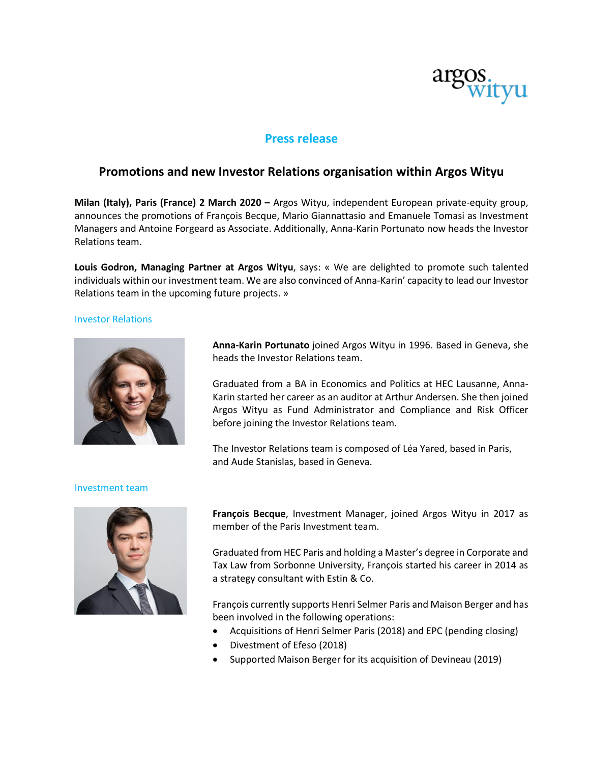argos wityu

## Press release

# Promotions and new Investor Relations organisation within Argos Wityu

**Milan (Italy), Paris (France) 2 March 2020 –** Argos Wityu, independent European private-equity group, announces the promotions of François Becque, Mario Giannattasio and Emanuele Tomasi as Investment Managers and Antoine Forgeard as Associate. Additionally, Anna-Karin Portunato now heads the Investor Relations team.

**Louis Godron, Managing Partner at Argos Wityu**, says: « We are delighted to promote such talented individuals within our investment team. We are also convinced of Anna-Karin' capacity to lead our Investor Relations team in the upcoming future projects. »

### Investor Relations

**Anna-Karin Portunato** joined Argos Wityu in 1996. Based in Geneva, she heads the Investor Relations team.

Graduated from a BA in Economics and Politics at HEC Lausanne, Anna-Karin started her career as an auditor at Arthur Andersen. She then joined Argos Wityu as Fund Administrator and Compliance and Risk Officer before joining the Investor Relations team.

The Investor Relations team is composed of Léa Yared, based in Paris, and Aude Stanislas, based in Geneva.

### Investment team

**François Becque**, Investment Manager, joined Argos Wityu in 2017 as member of the Paris Investment team.

Graduated from HEC Paris and holding a Master's degree in Corporate and Tax Law from Sorbonne University, François started his career in 2014 as a strategy consultant with Estin & Co.

François currently supports Henri Selmer Paris and Maison Berger and has been involved in the following operations:

- Acquisitions of Henri Selmer Paris (2018) and EPC (pending closing)
- Divestment of Efeso (2018)
- Supported Maison Berger for its acquisition of Devineau (2019)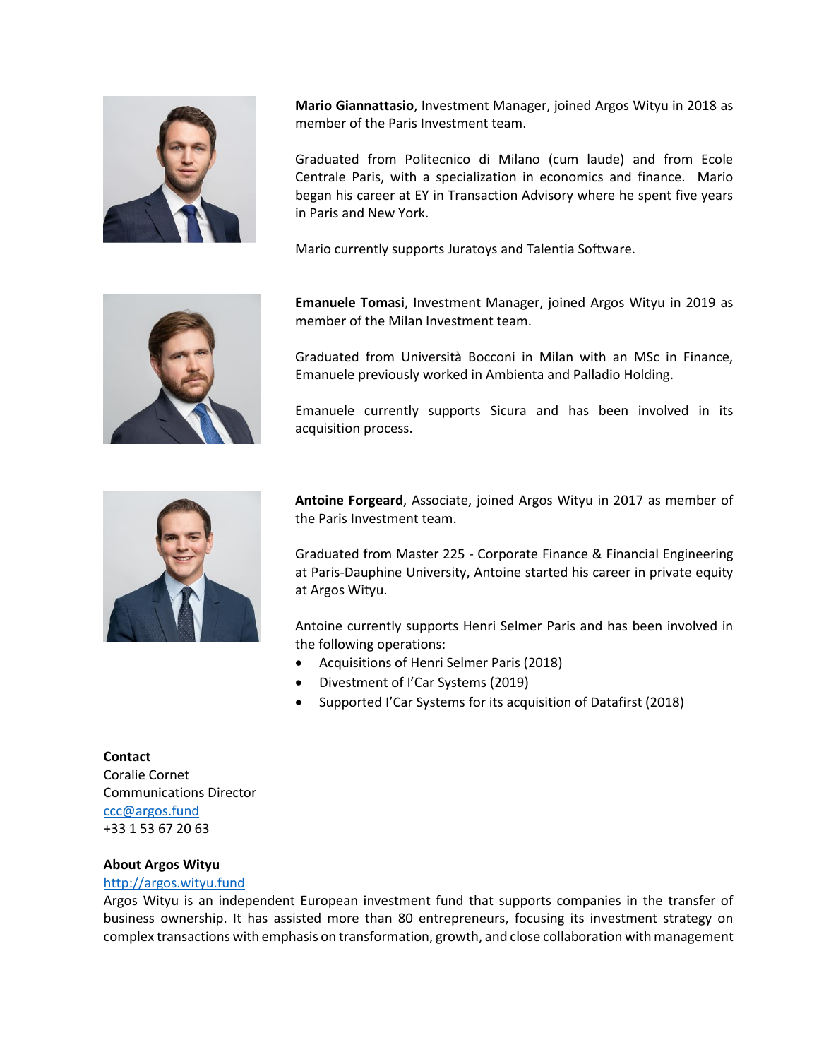**Mario Giannattasio**, Investment Manager, joined Argos Wityu in 2018 as member of the Paris Investment team.

Graduated from Politecnico di Milano (cum laude) and from Ecole Centrale Paris, with a specialization in economics and finance. Mario began his career at EY in Transaction Advisory where he spent five years in Paris and New York.

Mario currently supports Juratoys and Talentia Software.

**Emanuele Tomasi**, Investment Manager, joined Argos Wityu in 2019 as member of the Milan Investment team.

Graduated from Università Bocconi in Milan with an MSc in Finance, Emanuele previously worked in Ambienta and Palladio Holding.

Emanuele currently supports Sicura and has been involved in its acquisition process.

**Antoine Forgeard**, Associate, joined Argos Wityu in 2017 as member of the Paris Investment team.

Graduated from Master 225 - Corporate Finance & Financial Engineering at Paris-Dauphine University, Antoine started his career in private equity at Argos Wityu.

Antoine currently supports Henri Selmer Paris and has been involved in the following operations:

- Acquisitions of Henri Selmer Paris (2018)
- Divestment of I'Car Systems (2019)
- Supported I'Car Systems for its acquisition of Datafirst (2018)

**Contact**
Coralie Cornet
Communications Director
ccc@argos.fund
+33 1 53 67 20 63

**About Argos Wityu**
http://argos.wityu.fund
Argos Wityu is an independent European investment fund that supports companies in the transfer of business ownership. It has assisted more than 80 entrepreneurs, focusing its investment strategy on complex transactions with emphasis on transformation, growth, and close collaboration with management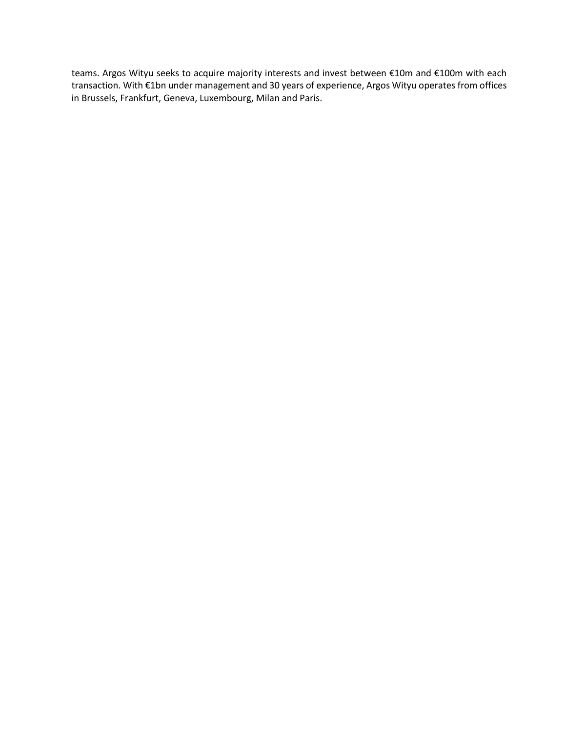teams. Argos Wityu seeks to acquire majority interests and invest between €10m and €100m with each transaction. With €1bn under management and 30 years of experience, Argos Wityu operates from offices in Brussels, Frankfurt, Geneva, Luxembourg, Milan and Paris.